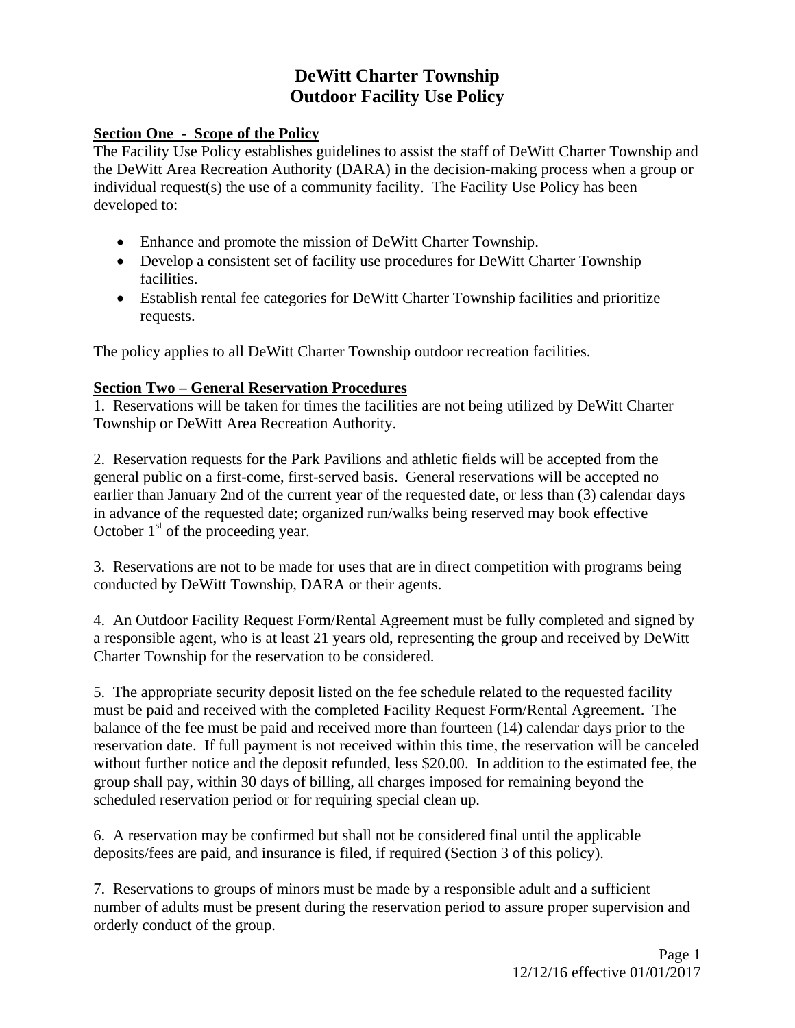# DeWitt Charter Township
# Outdoor Facility Use Policy

## Section One - Scope of the Policy

The Facility Use Policy establishes guidelines to assist the staff of DeWitt Charter Township and the DeWitt Area Recreation Authority (DARA) in the decision-making process when a group or individual request(s) the use of a community facility. The Facility Use Policy has been developed to:

- Enhance and promote the mission of DeWitt Charter Township.
- Develop a consistent set of facility use procedures for DeWitt Charter Township facilities.
- Establish rental fee categories for DeWitt Charter Township facilities and prioritize requests.

The policy applies to all DeWitt Charter Township outdoor recreation facilities.

## Section Two – General Reservation Procedures

1. Reservations will be taken for times the facilities are not being utilized by DeWitt Charter Township or DeWitt Area Recreation Authority.

2. Reservation requests for the Park Pavilions and athletic fields will be accepted from the general public on a first-come, first-served basis. General reservations will be accepted no earlier than January 2nd of the current year of the requested date, or less than (3) calendar days in advance of the requested date; organized run/walks being reserved may book effective October 1st of the proceeding year.

3. Reservations are not to be made for uses that are in direct competition with programs being conducted by DeWitt Township, DARA or their agents.

4. An Outdoor Facility Request Form/Rental Agreement must be fully completed and signed by a responsible agent, who is at least 21 years old, representing the group and received by DeWitt Charter Township for the reservation to be considered.

5. The appropriate security deposit listed on the fee schedule related to the requested facility must be paid and received with the completed Facility Request Form/Rental Agreement. The balance of the fee must be paid and received more than fourteen (14) calendar days prior to the reservation date. If full payment is not received within this time, the reservation will be canceled without further notice and the deposit refunded, less $20.00. In addition to the estimated fee, the group shall pay, within 30 days of billing, all charges imposed for remaining beyond the scheduled reservation period or for requiring special clean up.

6. A reservation may be confirmed but shall not be considered final until the applicable deposits/fees are paid, and insurance is filed, if required (Section 3 of this policy).

7. Reservations to groups of minors must be made by a responsible adult and a sufficient number of adults must be present during the reservation period to assure proper supervision and orderly conduct of the group.

12/12/16 effective 01/01/2017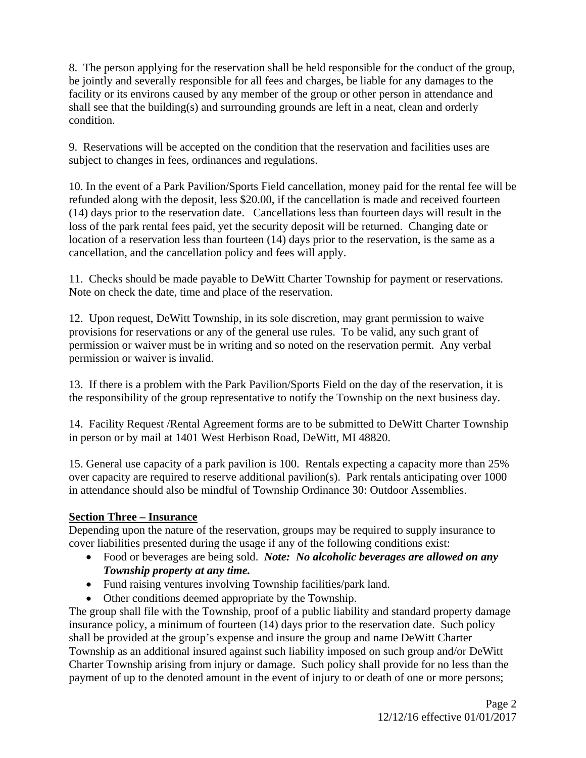8. The person applying for the reservation shall be held responsible for the conduct of the group, be jointly and severally responsible for all fees and charges, be liable for any damages to the facility or its environs caused by any member of the group or other person in attendance and shall see that the building(s) and surrounding grounds are left in a neat, clean and orderly condition.

9. Reservations will be accepted on the condition that the reservation and facilities uses are subject to changes in fees, ordinances and regulations.

10. In the event of a Park Pavilion/Sports Field cancellation, money paid for the rental fee will be refunded along with the deposit, less $20.00, if the cancellation is made and received fourteen (14) days prior to the reservation date. Cancellations less than fourteen days will result in the loss of the park rental fees paid, yet the security deposit will be returned. Changing date or location of a reservation less than fourteen (14) days prior to the reservation, is the same as a cancellation, and the cancellation policy and fees will apply.

11. Checks should be made payable to DeWitt Charter Township for payment or reservations. Note on check the date, time and place of the reservation.

12. Upon request, DeWitt Township, in its sole discretion, may grant permission to waive provisions for reservations or any of the general use rules. To be valid, any such grant of permission or waiver must be in writing and so noted on the reservation permit. Any verbal permission or waiver is invalid.

13. If there is a problem with the Park Pavilion/Sports Field on the day of the reservation, it is the responsibility of the group representative to notify the Township on the next business day.

14. Facility Request /Rental Agreement forms are to be submitted to DeWitt Charter Township in person or by mail at 1401 West Herbison Road, DeWitt, MI 48820.

15. General use capacity of a park pavilion is 100. Rentals expecting a capacity more than 25% over capacity are required to reserve additional pavilion(s). Park rentals anticipating over 1000 in attendance should also be mindful of Township Ordinance 30: Outdoor Assemblies.

**Section Three – Insurance**

Depending upon the nature of the reservation, groups may be required to supply insurance to cover liabilities presented during the usage if any of the following conditions exist:

- Food or beverages are being sold. ***Note: No alcoholic beverages are allowed on any Township property at any time.***
- Fund raising ventures involving Township facilities/park land.
- Other conditions deemed appropriate by the Township.

The group shall file with the Township, proof of a public liability and standard property damage insurance policy, a minimum of fourteen (14) days prior to the reservation date. Such policy shall be provided at the group's expense and insure the group and name DeWitt Charter Township as an additional insured against such liability imposed on such group and/or DeWitt Charter Township arising from injury or damage. Such policy shall provide for no less than the payment of up to the denoted amount in the event of injury to or death of one or more persons;

12/12/16 effective 01/01/2017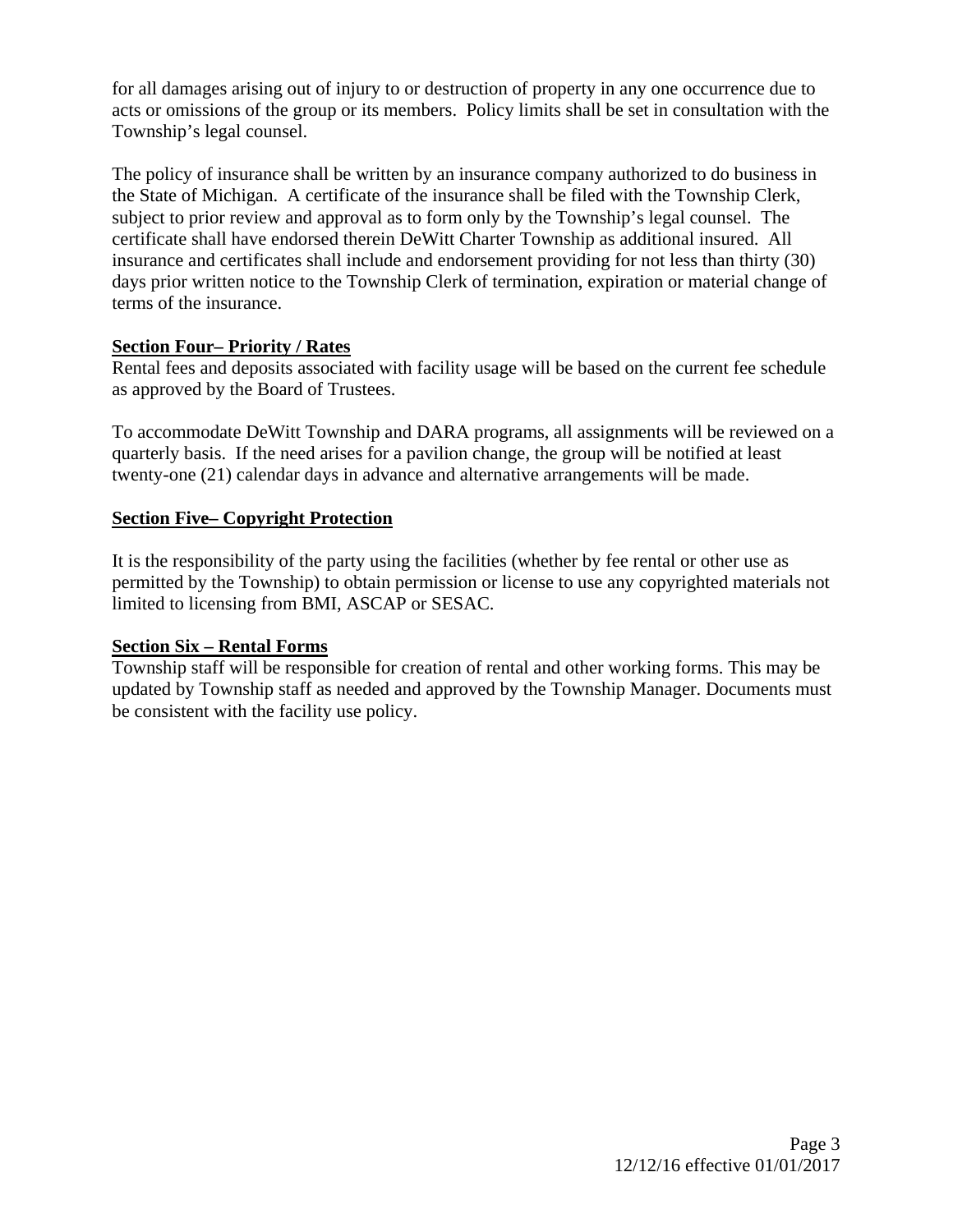for all damages arising out of injury to or destruction of property in any one occurrence due to acts or omissions of the group or its members. Policy limits shall be set in consultation with the Township's legal counsel.

The policy of insurance shall be written by an insurance company authorized to do business in the State of Michigan. A certificate of the insurance shall be filed with the Township Clerk, subject to prior review and approval as to form only by the Township's legal counsel. The certificate shall have endorsed therein DeWitt Charter Township as additional insured. All insurance and certificates shall include and endorsement providing for not less than thirty (30) days prior written notice to the Township Clerk of termination, expiration or material change of terms of the insurance.

**Section Four– Priority / Rates**

Rental fees and deposits associated with facility usage will be based on the current fee schedule as approved by the Board of Trustees.

To accommodate DeWitt Township and DARA programs, all assignments will be reviewed on a quarterly basis. If the need arises for a pavilion change, the group will be notified at least twenty-one (21) calendar days in advance and alternative arrangements will be made.

**Section Five– Copyright Protection**

It is the responsibility of the party using the facilities (whether by fee rental or other use as permitted by the Township) to obtain permission or license to use any copyrighted materials not limited to licensing from BMI, ASCAP or SESAC.

**Section Six – Rental Forms**

Township staff will be responsible for creation of rental and other working forms. This may be updated by Township staff as needed and approved by the Township Manager. Documents must be consistent with the facility use policy.

12/12/16 effective 01/01/2017